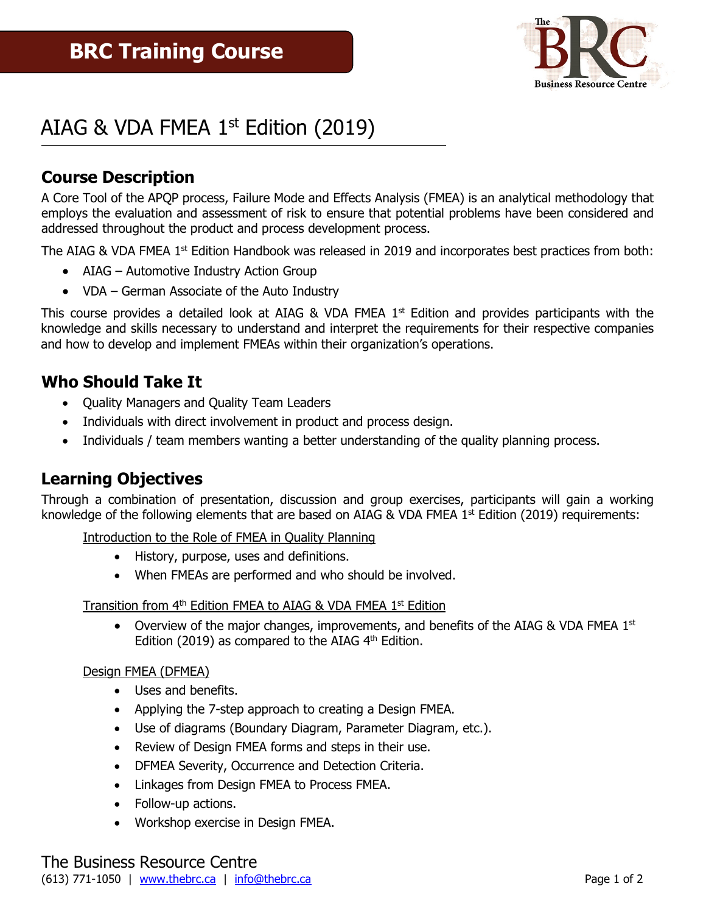# BRC Training Course

# AIAG & VDA FMEA 1st Edition (2019)

## Course Description

A Core Tool of the APQP process, Failure Mode and Effects Analysis (FMEA) is an analytical methodology that employs the evaluation and assessment of risk to ensure that potential problems have been considered and addressed throughout the product and process development process.

The AIAG & VDA FMEA 1st Edition Handbook was released in 2019 and incorporates best practices from both:

- AIAG – Automotive Industry Action Group
- VDA – German Associate of the Auto Industry

This course provides a detailed look at AIAG & VDA FMEA 1st Edition and provides participants with the knowledge and skills necessary to understand and interpret the requirements for their respective companies and how to develop and implement FMEAs within their organization's operations.

## Who Should Take It

- Quality Managers and Quality Team Leaders
- Individuals with direct involvement in product and process design.
- Individuals / team members wanting a better understanding of the quality planning process.

## Learning Objectives

Through a combination of presentation, discussion and group exercises, participants will gain a working knowledge of the following elements that are based on AIAG & VDA FMEA 1st Edition (2019) requirements:

Introduction to the Role of FMEA in Quality Planning

- History, purpose, uses and definitions.
- When FMEAs are performed and who should be involved.

Transition from 4th Edition FMEA to AIAG & VDA FMEA 1st Edition

- Overview of the major changes, improvements, and benefits of the AIAG & VDA FMEA 1st Edition (2019) as compared to the AIAG 4th Edition.

Design FMEA (DFMEA)

- Uses and benefits.
- Applying the 7-step approach to creating a Design FMEA.
- Use of diagrams (Boundary Diagram, Parameter Diagram, etc.).
- Review of Design FMEA forms and steps in their use.
- DFMEA Severity, Occurrence and Detection Criteria.
- Linkages from Design FMEA to Process FMEA.
- Follow-up actions.
- Workshop exercise in Design FMEA.

The Business Resource Centre
(613) 771-1050 | www.thebrc.ca | info@thebrc.ca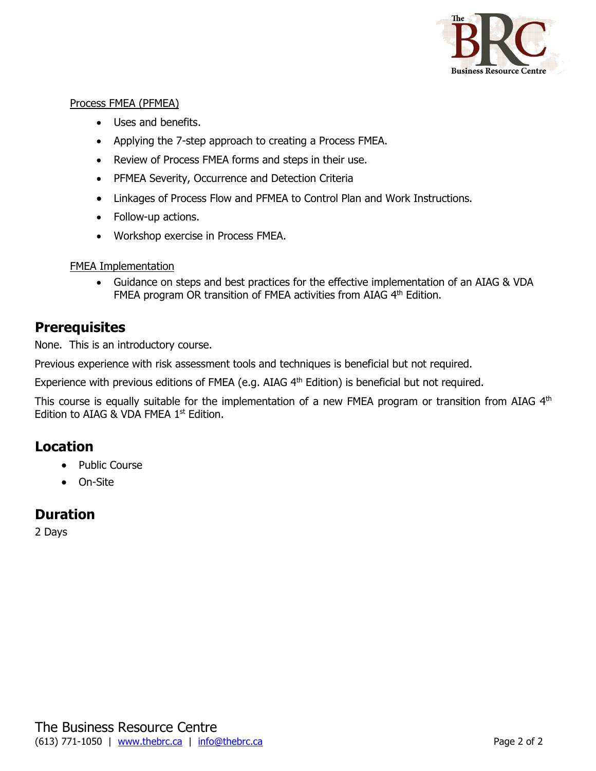Process FMEA (PFMEA)

- Uses and benefits.
- Applying the 7-step approach to creating a Process FMEA.
- Review of Process FMEA forms and steps in their use.
- PFMEA Severity, Occurrence and Detection Criteria
- Linkages of Process Flow and PFMEA to Control Plan and Work Instructions.
- Follow-up actions.
- Workshop exercise in Process FMEA.

FMEA Implementation

- Guidance on steps and best practices for the effective implementation of an AIAG & VDA FMEA program OR transition of FMEA activities from AIAG 4th Edition.

## Prerequisites

None. This is an introductory course.

Previous experience with risk assessment tools and techniques is beneficial but not required.

Experience with previous editions of FMEA (e.g. AIAG 4th Edition) is beneficial but not required.

This course is equally suitable for the implementation of a new FMEA program or transition from AIAG 4th Edition to AIAG & VDA FMEA 1st Edition.

## Location

- Public Course
- On-Site

## Duration

2 Days

The Business Resource Centre
(613) 771-1050 | www.thebrc.ca | info@thebrc.ca